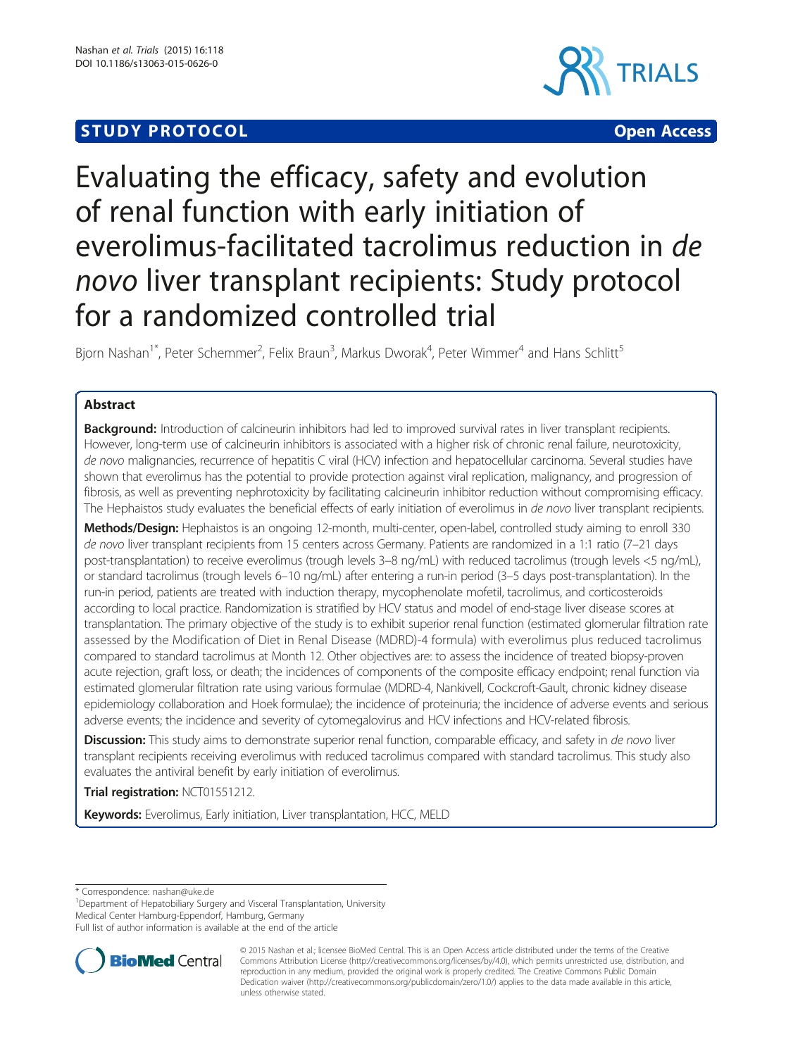**STUDY PROTOCOL** **Open Access**

# Evaluating the efficacy, safety and evolution of renal function with early initiation of everolimus-facilitated tacrolimus reduction in *de novo* liver transplant recipients: Study protocol for a randomized controlled trial

Bjorn Nashan[1*], Peter Schemmer[2], Felix Braun[3], Markus Dworak[4], Peter Wimmer[4] and Hans Schlitt[5]

## Abstract

**Background:** Introduction of calcineurin inhibitors had led to improved survival rates in liver transplant recipients. However, long-term use of calcineurin inhibitors is associated with a higher risk of chronic renal failure, neurotoxicity, *de novo* malignancies, recurrence of hepatitis C viral (HCV) infection and hepatocellular carcinoma. Several studies have shown that everolimus has the potential to provide protection against viral replication, malignancy, and progression of fibrosis, as well as preventing nephrotoxicity by facilitating calcineurin inhibitor reduction without compromising efficacy. The Hephaistos study evaluates the beneficial effects of early initiation of everolimus in *de novo* liver transplant recipients.

**Methods/Design:** Hephaistos is an ongoing 12-month, multi-center, open-label, controlled study aiming to enroll 330 *de novo* liver transplant recipients from 15 centers across Germany. Patients are randomized in a 1:1 ratio (7–21 days post-transplantation) to receive everolimus (trough levels 3–8 ng/mL) with reduced tacrolimus (trough levels <5 ng/mL), or standard tacrolimus (trough levels 6–10 ng/mL) after entering a run-in period (3–5 days post-transplantation). In the run-in period, patients are treated with induction therapy, mycophenolate mofetil, tacrolimus, and corticosteroids according to local practice. Randomization is stratified by HCV status and model of end-stage liver disease scores at transplantation. The primary objective of the study is to exhibit superior renal function (estimated glomerular filtration rate assessed by the Modification of Diet in Renal Disease (MDRD)-4 formula) with everolimus plus reduced tacrolimus compared to standard tacrolimus at Month 12. Other objectives are: to assess the incidence of treated biopsy-proven acute rejection, graft loss, or death; the incidences of components of the composite efficacy endpoint; renal function via estimated glomerular filtration rate using various formulae (MDRD-4, Nankivell, Cockcroft-Gault, chronic kidney disease epidemiology collaboration and Hoek formulae); the incidence of proteinuria; the incidence of adverse events and serious adverse events; the incidence and severity of cytomegalovirus and HCV infections and HCV-related fibrosis.

**Discussion:** This study aims to demonstrate superior renal function, comparable efficacy, and safety in *de novo* liver transplant recipients receiving everolimus with reduced tacrolimus compared with standard tacrolimus. This study also evaluates the antiviral benefit by early initiation of everolimus.

**Trial registration:** NCT01551212.

**Keywords:** Everolimus, Early initiation, Liver transplantation, HCC, MELD

---

\* Correspondence: nashan@uke.de

[1]Department of Hepatobiliary Surgery and Visceral Transplantation, University Medical Center Hamburg-Eppendorf, Hamburg, Germany

Full list of author information is available at the end of the article

© 2015 Nashan et al.; licensee BioMed Central. This is an Open Access article distributed under the terms of the Creative Commons Attribution License (http://creativecommons.org/licenses/by/4.0), which permits unrestricted use, distribution, and reproduction in any medium, provided the original work is properly credited. The Creative Commons Public Domain Dedication waiver (http://creativecommons.org/publicdomain/zero/1.0/) applies to the data made available in this article, unless otherwise stated.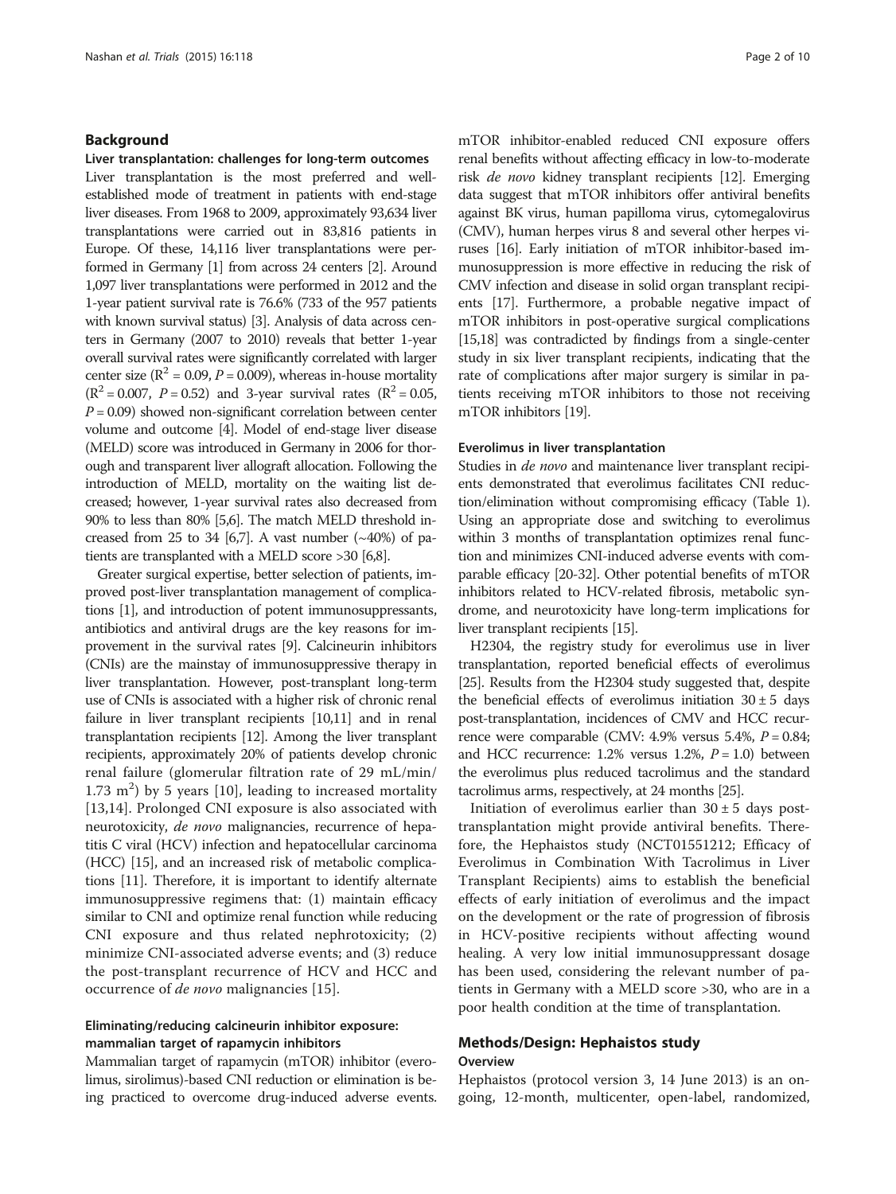## Background

### Liver transplantation: challenges for long-term outcomes

Liver transplantation is the most preferred and well-established mode of treatment in patients with end-stage liver diseases. From 1968 to 2009, approximately 93,634 liver transplantations were carried out in 83,816 patients in Europe. Of these, 14,116 liver transplantations were performed in Germany [1] from across 24 centers [2]. Around 1,097 liver transplantations were performed in 2012 and the 1-year patient survival rate is 76.6% (733 of the 957 patients with known survival status) [3]. Analysis of data across centers in Germany (2007 to 2010) reveals that better 1-year overall survival rates were significantly correlated with larger center size ($R^2 = 0.09$, $P = 0.009$), whereas in-house mortality ($R^2 = 0.007$, $P = 0.52$) and 3-year survival rates ($R^2 = 0.05$, $P = 0.09$) showed non-significant correlation between center volume and outcome [4]. Model of end-stage liver disease (MELD) score was introduced in Germany in 2006 for thorough and transparent liver allograft allocation. Following the introduction of MELD, mortality on the waiting list decreased; however, 1-year survival rates also decreased from 90% to less than 80% [5,6]. The match MELD threshold increased from 25 to 34 [6,7]. A vast number (~40%) of patients are transplanted with a MELD score >30 [6,8].

Greater surgical expertise, better selection of patients, improved post-liver transplantation management of complications [1], and introduction of potent immunosuppressants, antibiotics and antiviral drugs are the key reasons for improvement in the survival rates [9]. Calcineurin inhibitors (CNIs) are the mainstay of immunosuppressive therapy in liver transplantation. However, post-transplant long-term use of CNIs is associated with a higher risk of chronic renal failure in liver transplant recipients [10,11] and in renal transplantation recipients [12]. Among the liver transplant recipients, approximately 20% of patients develop chronic renal failure (glomerular filtration rate of 29 mL/min/1.73 $m^2$) by 5 years [10], leading to increased mortality [13,14]. Prolonged CNI exposure is also associated with neurotoxicity, *de novo* malignancies, recurrence of hepatitis C viral (HCV) infection and hepatocellular carcinoma (HCC) [15], and an increased risk of metabolic complications [11]. Therefore, it is important to identify alternate immunosuppressive regimens that: (1) maintain efficacy similar to CNI and optimize renal function while reducing CNI exposure and thus related nephrotoxicity; (2) minimize CNI-associated adverse events; and (3) reduce the post-transplant recurrence of HCV and HCC and occurrence of *de novo* malignancies [15].

### Eliminating/reducing calcineurin inhibitor exposure: mammalian target of rapamycin inhibitors

Mammalian target of rapamycin (mTOR) inhibitor (everolimus, sirolimus)-based CNI reduction or elimination is being practiced to overcome drug-induced adverse events. mTOR inhibitor-enabled reduced CNI exposure offers renal benefits without affecting efficacy in low-to-moderate risk *de novo* kidney transplant recipients [12]. Emerging data suggest that mTOR inhibitors offer antiviral benefits against BK virus, human papilloma virus, cytomegalovirus (CMV), human herpes virus 8 and several other herpes viruses [16]. Early initiation of mTOR inhibitor-based immunosuppression is more effective in reducing the risk of CMV infection and disease in solid organ transplant recipients [17]. Furthermore, a probable negative impact of mTOR inhibitors in post-operative surgical complications [15,18] was contradicted by findings from a single-center study in six liver transplant recipients, indicating that the rate of complications after major surgery is similar in patients receiving mTOR inhibitors to those not receiving mTOR inhibitors [19].

### Everolimus in liver transplantation

Studies in *de novo* and maintenance liver transplant recipients demonstrated that everolimus facilitates CNI reduction/elimination without compromising efficacy (Table 1). Using an appropriate dose and switching to everolimus within 3 months of transplantation optimizes renal function and minimizes CNI-induced adverse events with comparable efficacy [20-32]. Other potential benefits of mTOR inhibitors related to HCV-related fibrosis, metabolic syndrome, and neurotoxicity have long-term implications for liver transplant recipients [15].

H2304, the registry study for everolimus use in liver transplantation, reported beneficial effects of everolimus [25]. Results from the H2304 study suggested that, despite the beneficial effects of everolimus initiation 30 ± 5 days post-transplantation, incidences of CMV and HCC recurrence were comparable (CMV: 4.9% versus 5.4%, $P = 0.84$; and HCC recurrence: 1.2% versus 1.2%, $P = 1.0$) between the everolimus plus reduced tacrolimus and the standard tacrolimus arms, respectively, at 24 months [25].

Initiation of everolimus earlier than 30 ± 5 days post-transplantation might provide antiviral benefits. Therefore, the Hephaistos study (NCT01551212; Efficacy of Everolimus in Combination With Tacrolimus in Liver Transplant Recipients) aims to establish the beneficial effects of early initiation of everolimus and the impact on the development or the rate of progression of fibrosis in HCV-positive recipients without affecting wound healing. A very low initial immunosuppressant dosage has been used, considering the relevant number of patients in Germany with a MELD score >30, who are in a poor health condition at the time of transplantation.

## Methods/Design: Hephaistos study

### Overview

Hephaistos (protocol version 3, 14 June 2013) is an ongoing, 12-month, multicenter, open-label, randomized,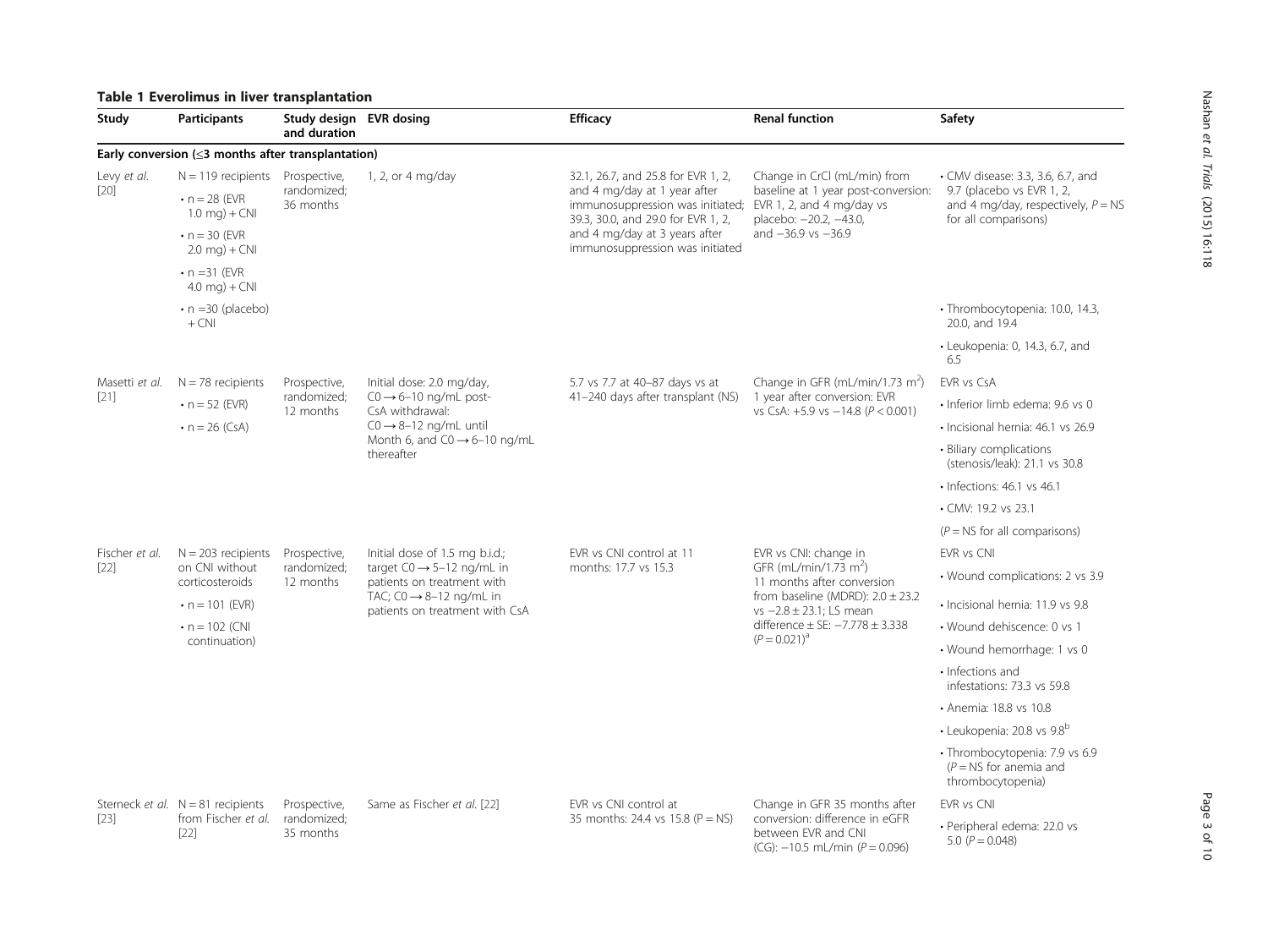**Table 1 Everolimus in liver transplantation**

| Study | Participants | Study design and duration | EVR dosing | Efficacy | Renal function | Safety |
|---|---|---|---|---|---|---|
| **Early conversion (≤3 months after transplantation)** | | | | | | |
| Levy *et al.* [20] | N = 119 recipients<br>• n = 28 (EVR 1.0 mg) + CNI<br>• n = 30 (EVR 2.0 mg) + CNI<br>• n =31 (EVR 4.0 mg) + CNI<br>• n =30 (placebo) + CNI | Prospective, randomized; 36 months | 1, 2, or 4 mg/day | 32.1, 26.7, and 25.8 for EVR 1, 2, and 4 mg/day at 1 year after immunosuppression was initiated; 39.3, 30.0, and 29.0 for EVR 1, 2, and 4 mg/day at 3 years after immunosuppression was initiated | Change in CrCl (mL/min) from baseline at 1 year post-conversion: EVR 1, 2, and 4 mg/day vs placebo: −20.2, −43.0, and −36.9 vs −36.9 | • CMV disease: 3.3, 3.6, 6.7, and 9.7 (placebo vs EVR 1, 2, and 4 mg/day, respectively, $P$ = NS for all comparisons)<br>• Thrombocytopenia: 10.0, 14.3, 20.0, and 19.4<br>• Leukopenia: 0, 14.3, 6.7, and 6.5 |
| Masetti *et al.* [21] | N = 78 recipients<br>• n = 52 (EVR)<br>• n = 26 (CsA) | Prospective, randomized; 12 months | Initial dose: 2.0 mg/day, C0 → 6–10 ng/mL post-CsA withdrawal: C0 → 8–12 ng/mL until Month 6, and C0 → 6–10 ng/mL thereafter | 5.7 vs 7.7 at 40–87 days vs at 41–240 days after transplant (NS) | Change in GFR (mL/min/1.73 m$^2$) 1 year after conversion: EVR vs CsA: +5.9 vs −14.8 ($P$ < 0.001) | EVR vs CsA<br>• Inferior limb edema: 9.6 vs 0<br>• Incisional hernia: 46.1 vs 26.9<br>• Biliary complications (stenosis/leak): 21.1 vs 30.8<br>• Infections: 46.1 vs 46.1<br>• CMV: 19.2 vs 23.1<br>($P$ = NS for all comparisons) |
| Fischer *et al.* [22] | N = 203 recipients on CNI without corticosteroids<br>• n = 101 (EVR)<br>• n = 102 (CNI continuation) | Prospective, randomized; 12 months | Initial dose of 1.5 mg b.i.d.; target C0 → 5–12 ng/mL in patients on treatment with TAC; C0 → 8–12 ng/mL in patients on treatment with CsA | EVR vs CNI control at 11 months: 17.7 vs 15.3 | EVR vs CNI: change in GFR (mL/min/1.73 m$^2$) 11 months after conversion from baseline (MDRD): 2.0 ± 23.2 vs −2.8 ± 23.1; LS mean difference ± SE: −7.778 ± 3.338 ($P$ = 0.021)[a] | EVR vs CNI<br>• Wound complications: 2 vs 3.9<br>• Incisional hernia: 11.9 vs 9.8<br>• Wound dehiscence: 0 vs 1<br>• Wound hemorrhage: 1 vs 0<br>• Infections and infestations: 73.3 vs 59.8<br>• Anemia: 18.8 vs 10.8<br>• Leukopenia: 20.8 vs 9.8[b]<br>• Thrombocytopenia: 7.9 vs 6.9 ($P$ = NS for anemia and thrombocytopenia) |
| Sterneck *et al.* [23] | N = 81 recipients from Fischer *et al.* [22] | Prospective, randomized; 35 months | Same as Fischer *et al.* [22] | EVR vs CNI control at 35 months: 24.4 vs 15.8 (P = NS) | Change in GFR 35 months after conversion: difference in eGFR between EVR and CNI (CG): −10.5 mL/min ($P$ = 0.096) | EVR vs CNI<br>• Peripheral edema: 22.0 vs 5.0 ($P$ = 0.048) |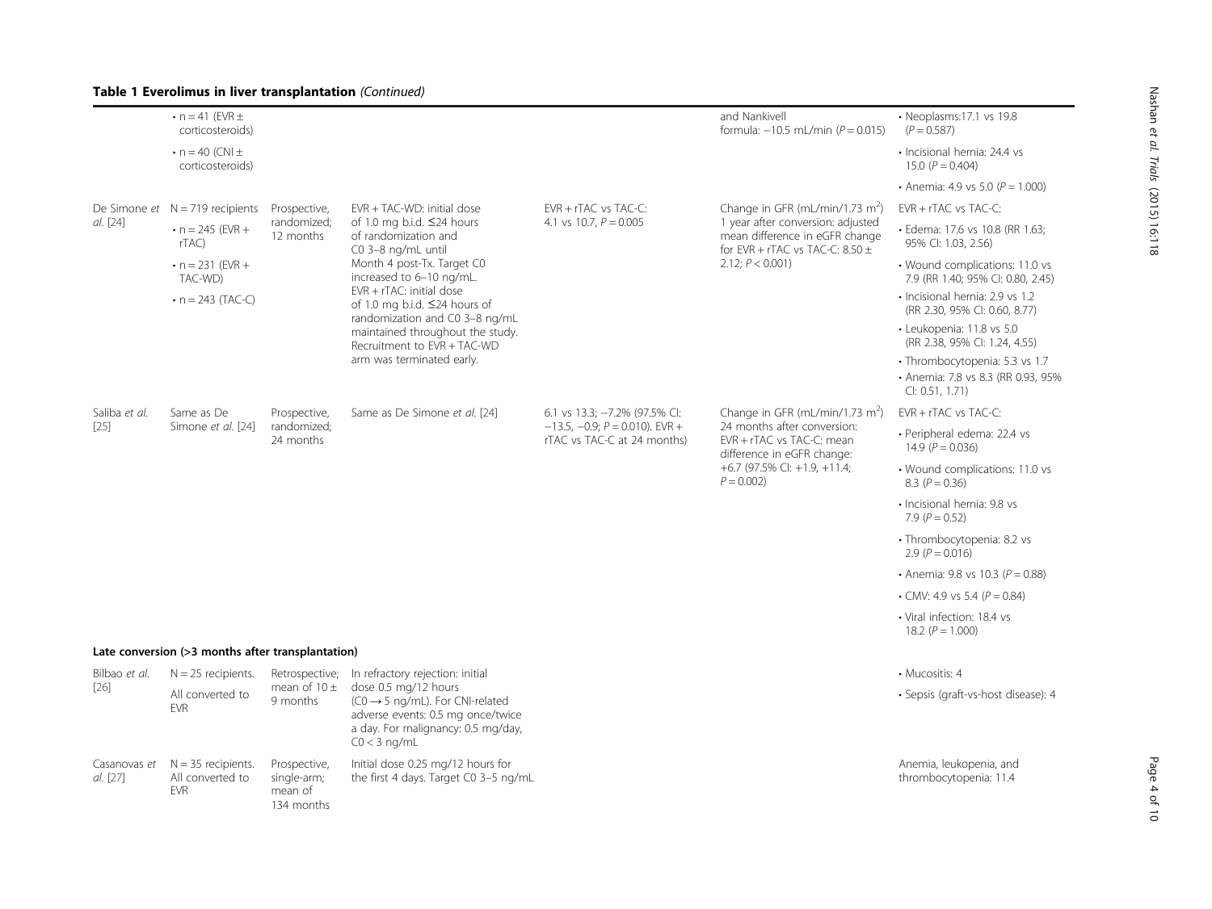**Table 1 Everolimus in liver transplantation** *(Continued)*

| | | | | | | |
|---|---|---|---|---|---|---|
| | • n = 41 (EVR ± corticosteroids)<br>• n = 40 (CNI ± corticosteroids) | | | | and Nankivell formula: −10.5 mL/min ($P = 0.015$) | • Neoplasms:17.1 vs 19.8 ($P = 0.587$)<br>• Incisional hernia: 24.4 vs 15.0 ($P = 0.404$)<br>• Anemia: 4.9 vs 5.0 ($P = 1.000$) |
| De Simone *et al.* [24] | N = 719 recipients<br>• n = 245 (EVR + rTAC)<br>• n = 231 (EVR + TAC-WD)<br>• n = 243 (TAC-C) | Prospective, randomized; 12 months | EVR + TAC-WD: initial dose of 1.0 mg b.i.d. ≤24 hours of randomization and C0 3–8 ng/mL until Month 4 post-Tx. Target C0 increased to 6–10 ng/mL. EVR + rTAC: initial dose of 1.0 mg b.i.d. ≤24 hours of randomization and C0 3–8 ng/mL maintained throughout the study. Recruitment to EVR + TAC-WD arm was terminated early. | EVR + rTAC vs TAC-C: 4.1 vs 10.7, $P = 0.005$ | Change in GFR (mL/min/1.73 $m^2$) 1 year after conversion: adjusted mean difference in eGFR change for EVR + rTAC vs TAC-C: 8.50 ± 2.12; $P < 0.001$) | EVR + rTAC vs TAC-C:<br>• Edema: 17.6 vs 10.8 (RR 1.63; 95% CI: 1.03, 2.56)<br>• Wound complications: 11.0 vs 7.9 (RR 1.40; 95% CI: 0.80, 2.45)<br>• Incisional hernia: 2.9 vs 1.2 (RR 2.30, 95% CI: 0.60, 8.77)<br>• Leukopenia: 11.8 vs 5.0 (RR 2.38, 95% CI: 1.24, 4.55)<br>• Thrombocytopenia: 5.3 vs 1.7<br>• Anemia: 7.8 vs 8.3 (RR 0.93, 95% CI: 0.51, 1.71) |
| Saliba *et al.* [25] | Same as De Simone *et al.* [24] | Prospective, randomized; 24 months | Same as De Simone *et al.* [24] | 6.1 vs 13.3; −7.2% (97.5% CI: −13.5, −0.9; $P = 0.010$). EVR + rTAC vs TAC-C at 24 months) | Change in GFR (mL/min/1.73 $m^2$) 24 months after conversion: EVR + rTAC vs TAC-C: mean difference in eGFR change: +6.7 (97.5% CI: +1.9, +11.4; $P = 0.002$) | EVR + rTAC vs TAC-C:<br>• Peripheral edema: 22.4 vs 14.9 ($P = 0.036$)<br>• Wound complications: 11.0 vs 8.3 ($P = 0.36$)<br>• Incisional hernia: 9.8 vs 7.9 ($P = 0.52$)<br>• Thrombocytopenia: 8.2 vs 2.9 ($P = 0.016$)<br>• Anemia: 9.8 vs 10.3 ($P = 0.88$)<br>• CMV: 4.9 vs 5.4 ($P = 0.84$)<br>• Viral infection: 18.4 vs 18.2 ($P = 1.000$) |
| **Late conversion (>3 months after transplantation)** | | | | | | |
| Bilbao *et al.* [26] | N = 25 recipients. All converted to EVR | Retrospective; mean of 10 ± 9 months | In refractory rejection: initial dose 0.5 mg/12 hours (C0 → 5 ng/mL). For CNI-related adverse events: 0.5 mg once/twice a day. For malignancy: 0.5 mg/day, C0 < 3 ng/mL | | | • Mucositis: 4<br>• Sepsis (graft-vs-host disease): 4 |
| Casanovas *et al.* [27] | N = 35 recipients. All converted to EVR | Prospective, single-arm; mean of 134 months | Initial dose 0.25 mg/12 hours for the first 4 days. Target C0 3–5 ng/mL | | | Anemia, leukopenia, and thrombocytopenia: 11.4 |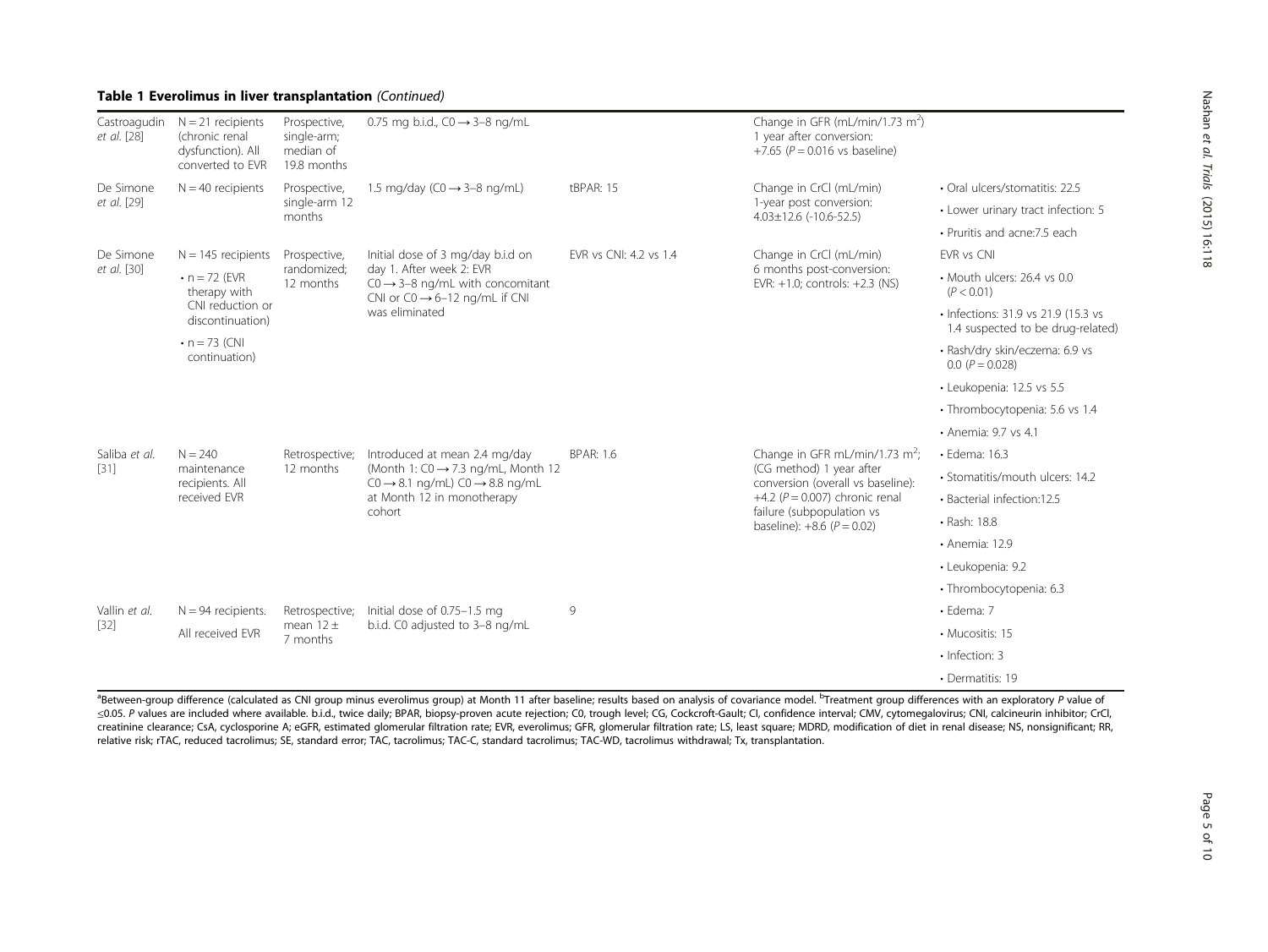**Table 1 Everolimus in liver transplantation** *(Continued)*

| | | | | | | |
|---|---|---|---|---|---|---|
| Castroagudin *et al.* [28] | N = 21 recipients (chronic renal dysfunction). All converted to EVR | Prospective, single-arm; median of 19.8 months | 0.75 mg b.i.d., C0 → 3–8 ng/mL | | Change in GFR (mL/min/1.73 $m^2$) 1 year after conversion: +7.65 ($P = 0.016$ vs baseline) | |
| De Simone *et al.* [29] | N = 40 recipients | Prospective, single-arm 12 months | 1.5 mg/day (C0 → 3–8 ng/mL) | tBPAR: 15 | Change in CrCl (mL/min) 1-year post conversion: 4.03±12.6 (-10.6-52.5) | • Oral ulcers/stomatitis: 22.5<br>• Lower urinary tract infection: 5<br>• Pruritis and acne:7.5 each |
| De Simone *et al.* [30] | N = 145 recipients<br>• n = 72 (EVR therapy with CNI reduction or discontinuation)<br>• n = 73 (CNI continuation) | Prospective, randomized; 12 months | Initial dose of 3 mg/day b.i.d on day 1. After week 2: EVR C0 → 3–8 ng/mL with concomitant CNI or C0 → 6–12 ng/mL if CNI was eliminated | EVR vs CNI: 4.2 vs 1.4 | Change in CrCl (mL/min) 6 months post-conversion: EVR: +1.0; controls: +2.3 (NS) | EVR vs CNI<br>• Mouth ulcers: 26.4 vs 0.0 ($P < 0.01$)<br>• Infections: 31.9 vs 21.9 (15.3 vs 1.4 suspected to be drug-related)<br>• Rash/dry skin/eczema: 6.9 vs 0.0 ($P = 0.028$)<br>• Leukopenia: 12.5 vs 5.5<br>• Thrombocytopenia: 5.6 vs 1.4<br>• Anemia: 9.7 vs 4.1 |
| Saliba *et al.* [31] | N = 240 maintenance recipients. All received EVR | Retrospective; 12 months | Introduced at mean 2.4 mg/day (Month 1: C0 → 7.3 ng/mL, Month 12 C0 → 8.1 ng/mL) C0 → 8.8 ng/mL at Month 12 in monotherapy cohort | BPAR: 1.6 | Change in GFR mL/min/1.73 $m^2$; (CG method) 1 year after conversion (overall vs baseline): +4.2 ($P = 0.007$) chronic renal failure (subpopulation vs baseline): +8.6 ($P = 0.02$) | • Edema: 16.3<br>• Stomatitis/mouth ulcers: 14.2<br>• Bacterial infection:12.5<br>• Rash: 18.8<br>• Anemia: 12.9<br>• Leukopenia: 9.2<br>• Thrombocytopenia: 6.3 |
| Vallin *et al.* [32] | N = 94 recipients. All received EVR | Retrospective; mean 12 ± 7 months | Initial dose of 0.75–1.5 mg b.i.d. C0 adjusted to 3–8 ng/mL | 9 | | • Edema: 7<br>• Mucositis: 15<br>• Infection: 3<br>• Dermatitis: 19 |

[a]Between-group difference (calculated as CNI group minus everolimus group) at Month 11 after baseline; results based on analysis of covariance model. [b]Treatment group differences with an exploratory *P* value of ≤0.05. *P* values are included where available. b.i.d., twice daily; BPAR, biopsy-proven acute rejection; C0, trough level; CG, Cockcroft-Gault; CI, confidence interval; CMV, cytomegalovirus; CNI, calcineurin inhibitor; CrCl, creatinine clearance; CsA, cyclosporine A; eGFR, estimated glomerular filtration rate; EVR, everolimus; GFR, glomerular filtration rate; LS, least square; MDRD, modification of diet in renal disease; NS, nonsignificant; RR, relative risk; rTAC, reduced tacrolimus; SE, standard error; TAC, tacrolimus; TAC-C, standard tacrolimus; TAC-WD, tacrolimus withdrawal; Tx, transplantation.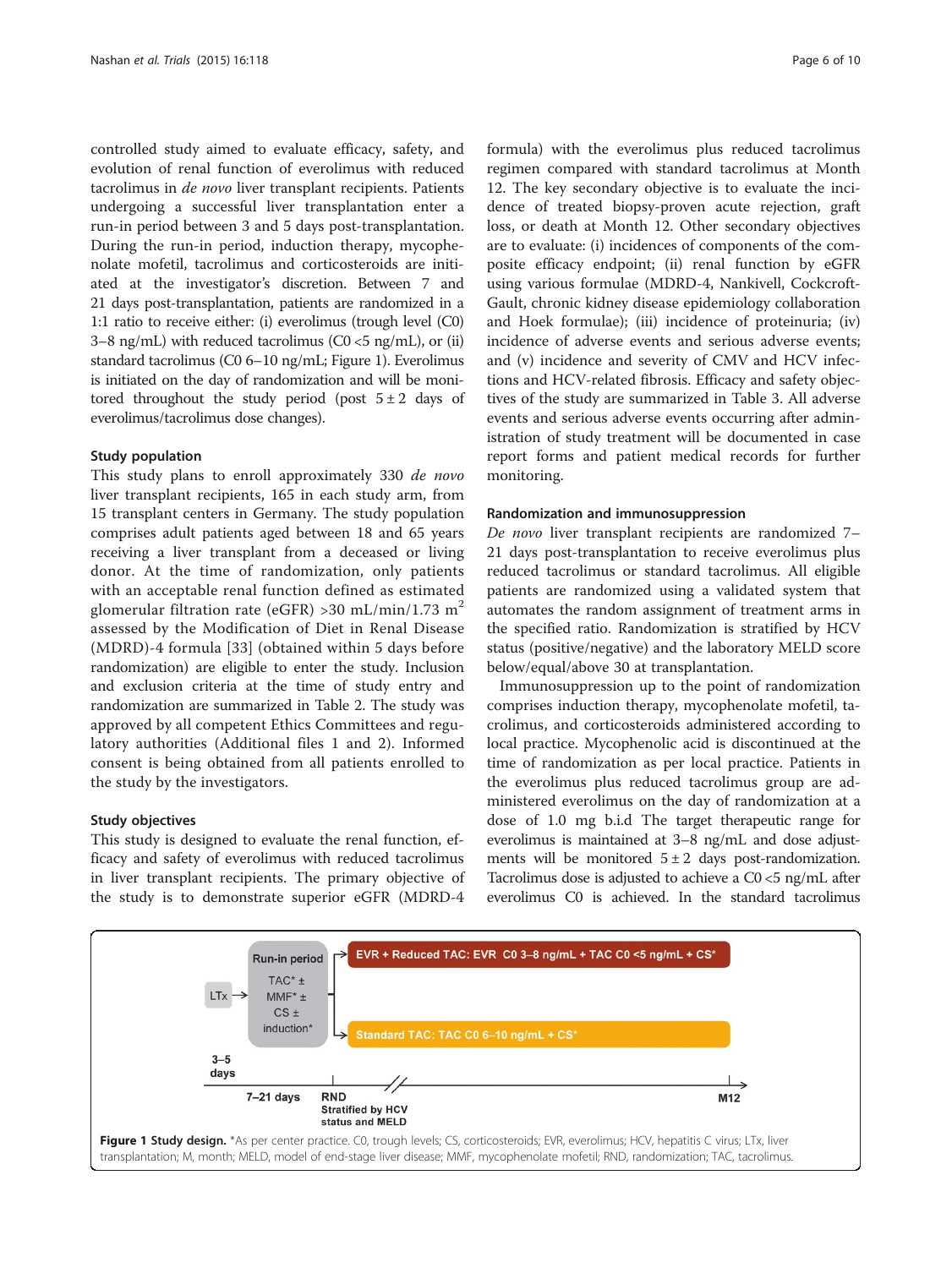controlled study aimed to evaluate efficacy, safety, and evolution of renal function of everolimus with reduced tacrolimus in *de novo* liver transplant recipients. Patients undergoing a successful liver transplantation enter a run-in period between 3 and 5 days post-transplantation. During the run-in period, induction therapy, mycophenolate mofetil, tacrolimus and corticosteroids are initiated at the investigator's discretion. Between 7 and 21 days post-transplantation, patients are randomized in a 1:1 ratio to receive either: (i) everolimus (trough level (C0) 3–8 ng/mL) with reduced tacrolimus (C0 <5 ng/mL), or (ii) standard tacrolimus (C0 6–10 ng/mL; Figure 1). Everolimus is initiated on the day of randomization and will be monitored throughout the study period (post 5 ± 2 days of everolimus/tacrolimus dose changes).

### Study population

This study plans to enroll approximately 330 *de novo* liver transplant recipients, 165 in each study arm, from 15 transplant centers in Germany. The study population comprises adult patients aged between 18 and 65 years receiving a liver transplant from a deceased or living donor. At the time of randomization, only patients with an acceptable renal function defined as estimated glomerular filtration rate (eGFR) >30 mL/min/1.73 $m^2$ assessed by the Modification of Diet in Renal Disease (MDRD)-4 formula [33] (obtained within 5 days before randomization) are eligible to enter the study. Inclusion and exclusion criteria at the time of study entry and randomization are summarized in Table 2. The study was approved by all competent Ethics Committees and regulatory authorities (Additional files 1 and 2). Informed consent is being obtained from all patients enrolled to the study by the investigators.

### Study objectives

This study is designed to evaluate the renal function, efficacy and safety of everolimus with reduced tacrolimus in liver transplant recipients. The primary objective of the study is to demonstrate superior eGFR (MDRD-4 formula) with the everolimus plus reduced tacrolimus regimen compared with standard tacrolimus at Month 12. The key secondary objective is to evaluate the incidence of treated biopsy-proven acute rejection, graft loss, or death at Month 12. Other secondary objectives are to evaluate: (i) incidences of components of the composite efficacy endpoint; (ii) renal function by eGFR using various formulae (MDRD-4, Nankivell, Cockcroft-Gault, chronic kidney disease epidemiology collaboration and Hoek formulae); (iii) incidence of proteinuria; (iv) incidence of adverse events and serious adverse events; and (v) incidence and severity of CMV and HCV infections and HCV-related fibrosis. Efficacy and safety objectives of the study are summarized in Table 3. All adverse events and serious adverse events occurring after administration of study treatment will be documented in case report forms and patient medical records for further monitoring.

### Randomization and immunosuppression

*De novo* liver transplant recipients are randomized 7–21 days post-transplantation to receive everolimus plus reduced tacrolimus or standard tacrolimus. All eligible patients are randomized using a validated system that automates the random assignment of treatment arms in the specified ratio. Randomization is stratified by HCV status (positive/negative) and the laboratory MELD score below/equal/above 30 at transplantation.

Immunosuppression up to the point of randomization comprises induction therapy, mycophenolate mofetil, tacrolimus, and corticosteroids administered according to local practice. Mycophenolic acid is discontinued at the time of randomization as per local practice. Patients in the everolimus plus reduced tacrolimus group are administered everolimus on the day of randomization at a dose of 1.0 mg b.i.d The target therapeutic range for everolimus is maintained at 3–8 ng/mL and dose adjustments will be monitored 5 ± 2 days post-randomization. Tacrolimus dose is adjusted to achieve a C0 <5 ng/mL after everolimus C0 is achieved. In the standard tacrolimus

**Figure 1 Study design.** *As per center practice. C0, trough levels; CS, corticosteroids; EVR, everolimus; HCV, hepatitis C virus; LTx, liver transplantation; M, month; MELD, model of end-stage liver disease; MMF, mycophenolate mofetil; RND, randomization; TAC, tacrolimus.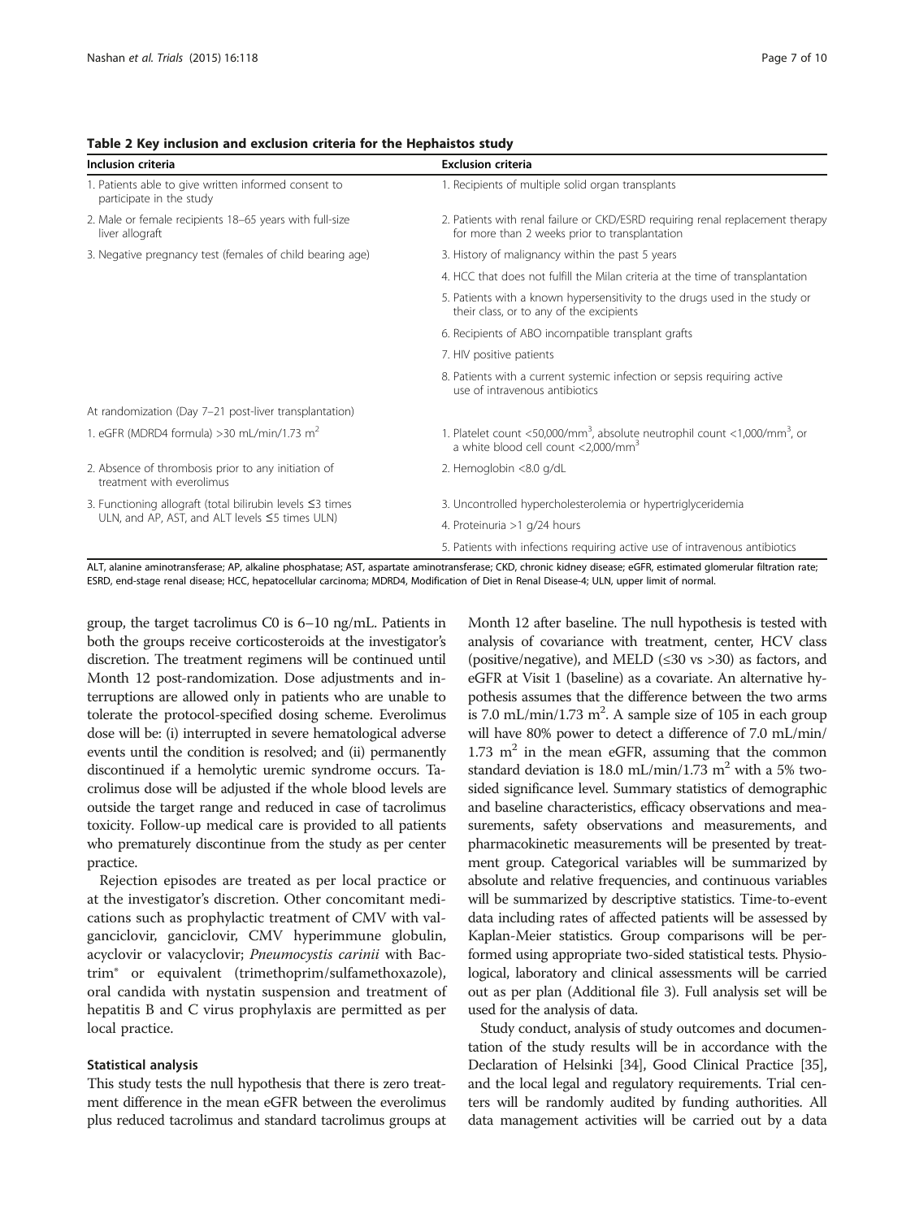**Table 2 Key inclusion and exclusion criteria for the Hephaistos study**

| Inclusion criteria | Exclusion criteria |
| --- | --- |
| 1. Patients able to give written informed consent to participate in the study | 1. Recipients of multiple solid organ transplants |
| 2. Male or female recipients 18–65 years with full-size liver allograft | 2. Patients with renal failure or CKD/ESRD requiring renal replacement therapy for more than 2 weeks prior to transplantation |
| 3. Negative pregnancy test (females of child bearing age) | 3. History of malignancy within the past 5 years |
| | 4. HCC that does not fulfill the Milan criteria at the time of transplantation |
| | 5. Patients with a known hypersensitivity to the drugs used in the study or their class, or to any of the excipients |
| | 6. Recipients of ABO incompatible transplant grafts |
| | 7. HIV positive patients |
| | 8. Patients with a current systemic infection or sepsis requiring active use of intravenous antibiotics |
| At randomization (Day 7–21 post-liver transplantation) | |
| 1. eGFR (MDRD4 formula) >30 mL/min/1.73 $m^2$ | 1. Platelet count <50,000/$mm^3$, absolute neutrophil count <1,000/$mm^3$, or a white blood cell count <2,000/$mm^3$ |
| 2. Absence of thrombosis prior to any initiation of treatment with everolimus | 2. Hemoglobin <8.0 g/dL |
| 3. Functioning allograft (total bilirubin levels ≤3 times ULN, and AP, AST, and ALT levels ≤5 times ULN) | 3. Uncontrolled hypercholesterolemia or hypertriglyceridemia |
| | 4. Proteinuria >1 g/24 hours |
| | 5. Patients with infections requiring active use of intravenous antibiotics |

ALT, alanine aminotransferase; AP, alkaline phosphatase; AST, aspartate aminotransferase; CKD, chronic kidney disease; eGFR, estimated glomerular filtration rate; ESRD, end-stage renal disease; HCC, hepatocellular carcinoma; MDRD4, Modification of Diet in Renal Disease-4; ULN, upper limit of normal.

group, the target tacrolimus C0 is 6–10 ng/mL. Patients in both the groups receive corticosteroids at the investigator's discretion. The treatment regimens will be continued until Month 12 post-randomization. Dose adjustments and interruptions are allowed only in patients who are unable to tolerate the protocol-specified dosing scheme. Everolimus dose will be: (i) interrupted in severe hematological adverse events until the condition is resolved; and (ii) permanently discontinued if a hemolytic uremic syndrome occurs. Tacrolimus dose will be adjusted if the whole blood levels are outside the target range and reduced in case of tacrolimus toxicity. Follow-up medical care is provided to all patients who prematurely discontinue from the study as per center practice.

Rejection episodes are treated as per local practice or at the investigator's discretion. Other concomitant medications such as prophylactic treatment of CMV with valganciclovir, ganciclovir, CMV hyperimmune globulin, acyclovir or valacyclovir; *Pneumocystis carinii* with Bactrim® or equivalent (trimethoprim/sulfamethoxazole), oral candida with nystatin suspension and treatment of hepatitis B and C virus prophylaxis are permitted as per local practice.

### Statistical analysis

This study tests the null hypothesis that there is zero treatment difference in the mean eGFR between the everolimus plus reduced tacrolimus and standard tacrolimus groups at Month 12 after baseline. The null hypothesis is tested with analysis of covariance with treatment, center, HCV class (positive/negative), and MELD (≤30 vs >30) as factors, and eGFR at Visit 1 (baseline) as a covariate. An alternative hypothesis assumes that the difference between the two arms is 7.0 mL/min/1.73 $m^2$. A sample size of 105 in each group will have 80% power to detect a difference of 7.0 mL/min/1.73 $m^2$ in the mean eGFR, assuming that the common standard deviation is 18.0 mL/min/1.73 $m^2$ with a 5% two-sided significance level. Summary statistics of demographic and baseline characteristics, efficacy observations and measurements, safety observations and measurements, and pharmacokinetic measurements will be presented by treatment group. Categorical variables will be summarized by absolute and relative frequencies, and continuous variables will be summarized by descriptive statistics. Time-to-event data including rates of affected patients will be assessed by Kaplan-Meier statistics. Group comparisons will be performed using appropriate two-sided statistical tests. Physiological, laboratory and clinical assessments will be carried out as per plan (Additional file 3). Full analysis set will be used for the analysis of data.

Study conduct, analysis of study outcomes and documentation of the study results will be in accordance with the Declaration of Helsinki [34], Good Clinical Practice [35], and the local legal and regulatory requirements. Trial centers will be randomly audited by funding authorities. All data management activities will be carried out by a data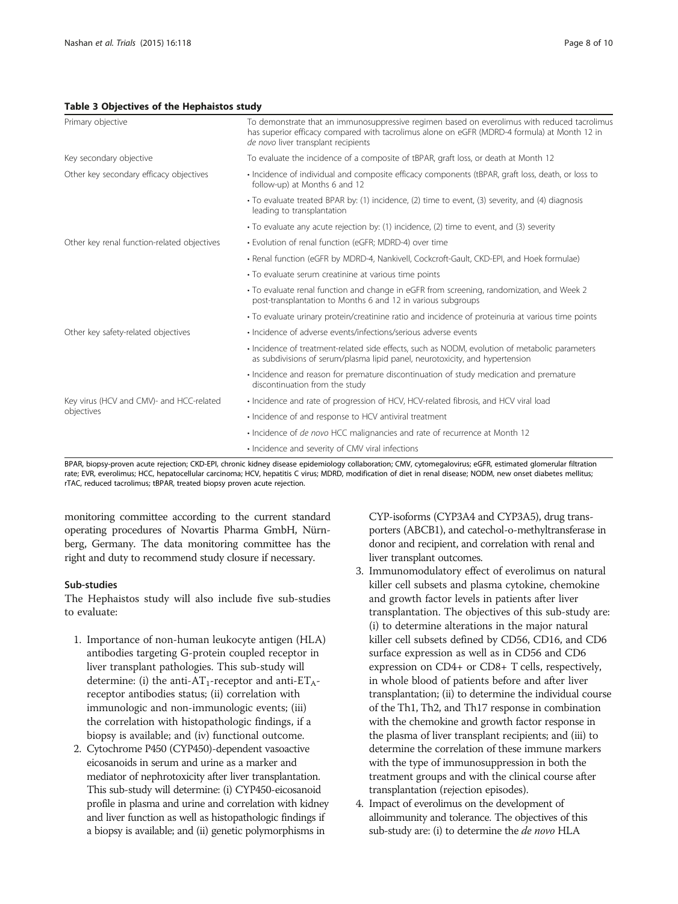**Table 3 Objectives of the Hephaistos study**

| | |
|---|---|
| Primary objective | To demonstrate that an immunosuppressive regimen based on everolimus with reduced tacrolimus has superior efficacy compared with tacrolimus alone on eGFR (MDRD-4 formula) at Month 12 in *de novo* liver transplant recipients |
| Key secondary objective | To evaluate the incidence of a composite of tBPAR, graft loss, or death at Month 12 |
| Other key secondary efficacy objectives | • Incidence of individual and composite efficacy components (tBPAR, graft loss, death, or loss to follow-up) at Months 6 and 12 |
| | • To evaluate treated BPAR by: (1) incidence, (2) time to event, (3) severity, and (4) diagnosis leading to transplantation |
| | • To evaluate any acute rejection by: (1) incidence, (2) time to event, and (3) severity |
| Other key renal function-related objectives | • Evolution of renal function (eGFR; MDRD-4) over time |
| | • Renal function (eGFR by MDRD-4, Nankivell, Cockcroft-Gault, CKD-EPI, and Hoek formulae) |
| | • To evaluate serum creatinine at various time points |
| | • To evaluate renal function and change in eGFR from screening, randomization, and Week 2 post-transplantation to Months 6 and 12 in various subgroups |
| | • To evaluate urinary protein/creatinine ratio and incidence of proteinuria at various time points |
| Other key safety-related objectives | • Incidence of adverse events/infections/serious adverse events |
| | • Incidence of treatment-related side effects, such as NODM, evolution of metabolic parameters as subdivisions of serum/plasma lipid panel, neurotoxicity, and hypertension |
| | • Incidence and reason for premature discontinuation of study medication and premature discontinuation from the study |
| Key virus (HCV and CMV)- and HCC-related objectives | • Incidence and rate of progression of HCV, HCV-related fibrosis, and HCV viral load |
| | • Incidence of and response to HCV antiviral treatment |
| | • Incidence of *de novo* HCC malignancies and rate of recurrence at Month 12 |
| | • Incidence and severity of CMV viral infections |

BPAR, biopsy-proven acute rejection; CKD-EPI, chronic kidney disease epidemiology collaboration; CMV, cytomegalovirus; eGFR, estimated glomerular filtration rate; EVR, everolimus; HCC, hepatocellular carcinoma; HCV, hepatitis C virus; MDRD, modification of diet in renal disease; NODM, new onset diabetes mellitus; rTAC, reduced tacrolimus; tBPAR, treated biopsy proven acute rejection.

monitoring committee according to the current standard operating procedures of Novartis Pharma GmbH, Nürnberg, Germany. The data monitoring committee has the right and duty to recommend study closure if necessary.

### Sub-studies

The Hephaistos study will also include five sub-studies to evaluate:

1. Importance of non-human leukocyte antigen (HLA) antibodies targeting G-protein coupled receptor in liver transplant pathologies. This sub-study will determine: (i) the anti-$AT_1$-receptor and anti-$ET_A$-receptor antibodies status; (ii) correlation with immunologic and non-immunologic events; (iii) the correlation with histopathologic findings, if a biopsy is available; and (iv) functional outcome.
2. Cytochrome P450 (CYP450)-dependent vasoactive eicosanoids in serum and urine as a marker and mediator of nephrotoxicity after liver transplantation. This sub-study will determine: (i) CYP450-eicosanoid profile in plasma and urine and correlation with kidney and liver function as well as histopathologic findings if a biopsy is available; and (ii) genetic polymorphisms in CYP-isoforms (CYP3A4 and CYP3A5), drug transporters (ABCB1), and catechol-o-methyltransferase in donor and recipient, and correlation with renal and liver transplant outcomes.
3. Immunomodulatory effect of everolimus on natural killer cell subsets and plasma cytokine, chemokine and growth factor levels in patients after liver transplantation. The objectives of this sub-study are: (i) to determine alterations in the major natural killer cell subsets defined by CD56, CD16, and CD6 surface expression as well as in CD56 and CD6 expression on CD4+ or CD8+ T cells, respectively, in whole blood of patients before and after liver transplantation; (ii) to determine the individual course of the Th1, Th2, and Th17 response in combination with the chemokine and growth factor response in the plasma of liver transplant recipients; and (iii) to determine the correlation of these immune markers with the type of immunosuppression in both the treatment groups and with the clinical course after transplantation (rejection episodes).
4. Impact of everolimus on the development of alloimmunity and tolerance. The objectives of this sub-study are: (i) to determine the *de novo* HLA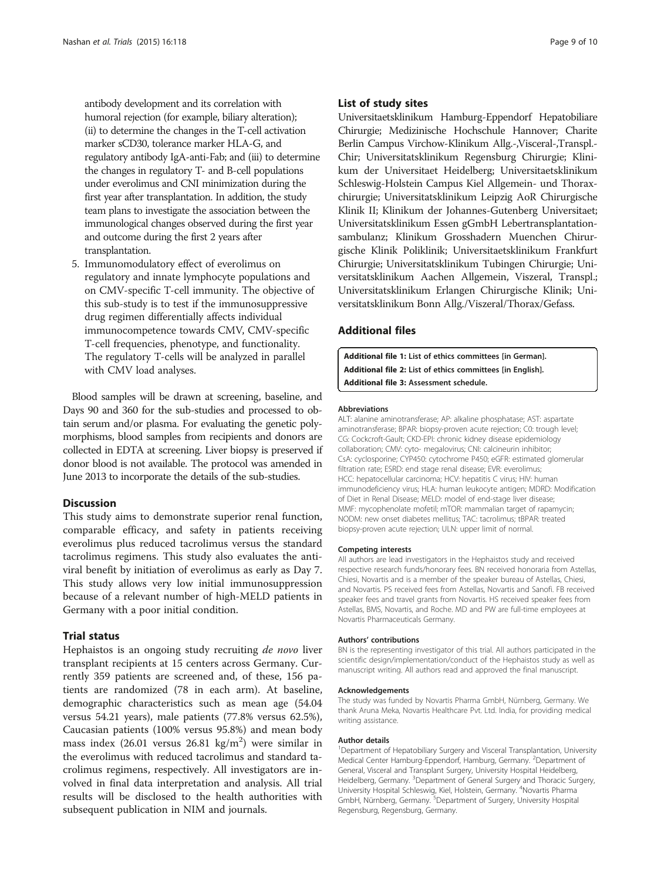antibody development and its correlation with humoral rejection (for example, biliary alteration); (ii) to determine the changes in the T-cell activation marker sCD30, tolerance marker HLA-G, and regulatory antibody IgA-anti-Fab; and (iii) to determine the changes in regulatory T- and B-cell populations under everolimus and CNI minimization during the first year after transplantation. In addition, the study team plans to investigate the association between the immunological changes observed during the first year and outcome during the first 2 years after transplantation.

5. Immunomodulatory effect of everolimus on regulatory and innate lymphocyte populations and on CMV-specific T-cell immunity. The objective of this sub-study is to test if the immunosuppressive drug regimen differentially affects individual immunocompetence towards CMV, CMV-specific T-cell frequencies, phenotype, and functionality. The regulatory T-cells will be analyzed in parallel with CMV load analyses.

Blood samples will be drawn at screening, baseline, and Days 90 and 360 for the sub-studies and processed to obtain serum and/or plasma. For evaluating the genetic polymorphisms, blood samples from recipients and donors are collected in EDTA at screening. Liver biopsy is preserved if donor blood is not available. The protocol was amended in June 2013 to incorporate the details of the sub-studies.

## Discussion

This study aims to demonstrate superior renal function, comparable efficacy, and safety in patients receiving everolimus plus reduced tacrolimus versus the standard tacrolimus regimens. This study also evaluates the antiviral benefit by initiation of everolimus as early as Day 7. This study allows very low initial immunosuppression because of a relevant number of high-MELD patients in Germany with a poor initial condition.

## Trial status

Hephaistos is an ongoing study recruiting *de novo* liver transplant recipients at 15 centers across Germany. Currently 359 patients are screened and, of these, 156 patients are randomized (78 in each arm). At baseline, demographic characteristics such as mean age (54.04 versus 54.21 years), male patients (77.8% versus 62.5%), Caucasian patients (100% versus 95.8%) and mean body mass index (26.01 versus 26.81 kg/m$^2$) were similar in the everolimus with reduced tacrolimus and standard tacrolimus regimens, respectively. All investigators are involved in final data interpretation and analysis. All trial results will be disclosed to the health authorities with subsequent publication in NIM and journals.

## List of study sites

Universitaetsklinikum Hamburg-Eppendorf Hepatobiliare Chirurgie; Medizinische Hochschule Hannover; Charite Berlin Campus Virchow-Klinikum Allg.-,Visceral-,Transpl.-Chir; Universitatsklinikum Regensburg Chirurgie; Klinikum der Universitaet Heidelberg; Universitaetsklinikum Schleswig-Holstein Campus Kiel Allgemein- und Thoraxchirurgie; Universitatsklinikum Leipzig AoR Chirurgische Klinik II; Klinikum der Johannes-Gutenberg Universitaet; Universitatsklinikum Essen gGmbH Lebertransplantationsambulanz; Klinikum Grosshadern Muenchen Chirurgische Klinik Poliklinik; Universitaetsklinikum Frankfurt Chirurgie; Universitatsklinikum Tubingen Chirurgie; Universitatsklinikum Aachen Allgemein, Viszeral, Transpl.; Universitatsklinikum Erlangen Chirurgische Klinik; Universitatsklinikum Bonn Allg./Viszeral/Thorax/Gefass.

## Additional files

**Additional file 1: List of ethics committees [in German].**
**Additional file 2: List of ethics committees [in English].**
**Additional file 3: Assessment schedule.**

#### Abbreviations

ALT: alanine aminotransferase; AP: alkaline phosphatase; AST: aspartate aminotransferase; BPAR: biopsy-proven acute rejection; C0: trough level; CG: Cockcroft-Gault; CKD-EPI: chronic kidney disease epidemiology collaboration; CMV: cyto- megalovirus; CNI: calcineurin inhibitor; CsA: cyclosporine; CYP450: cytochrome P450; eGFR: estimated glomerular filtration rate; ESRD: end stage renal disease; EVR: everolimus; HCC: hepatocellular carcinoma; HCV: hepatitis C virus; HIV: human immunodeficiency virus; HLA: human leukocyte antigen; MDRD: Modification of Diet in Renal Disease; MELD: model of end-stage liver disease; MMF: mycophenolate mofetil; mTOR: mammalian target of rapamycin; NODM: new onset diabetes mellitus; TAC: tacrolimus; tBPAR: treated biopsy-proven acute rejection; ULN: upper limit of normal.

#### Competing interests

All authors are lead investigators in the Hephaistos study and received respective research funds/honorary fees. BN received honoraria from Astellas, Chiesi, Novartis and is a member of the speaker bureau of Astellas, Chiesi, and Novartis. PS received fees from Astellas, Novartis and Sanofi. FB received speaker fees and travel grants from Novartis. HS received speaker fees from Astellas, BMS, Novartis, and Roche. MD and PW are full-time employees at Novartis Pharmaceuticals Germany.

#### Authors' contributions

BN is the representing investigator of this trial. All authors participated in the scientific design/implementation/conduct of the Hephaistos study as well as manuscript writing. All authors read and approved the final manuscript.

#### Acknowledgements

The study was funded by Novartis Pharma GmbH, Nürnberg, Germany. We thank Aruna Meka, Novartis Healthcare Pvt. Ltd. India, for providing medical writing assistance.

#### Author details

[1]Department of Hepatobiliary Surgery and Visceral Transplantation, University Medical Center Hamburg-Eppendorf, Hamburg, Germany. [2]Department of General, Visceral and Transplant Surgery, University Hospital Heidelberg, Heidelberg, Germany. [3]Department of General Surgery and Thoracic Surgery, University Hospital Schleswig, Kiel, Holstein, Germany. [4]Novartis Pharma GmbH, Nürnberg, Germany. [5]Department of Surgery, University Hospital Regensburg, Regensburg, Germany.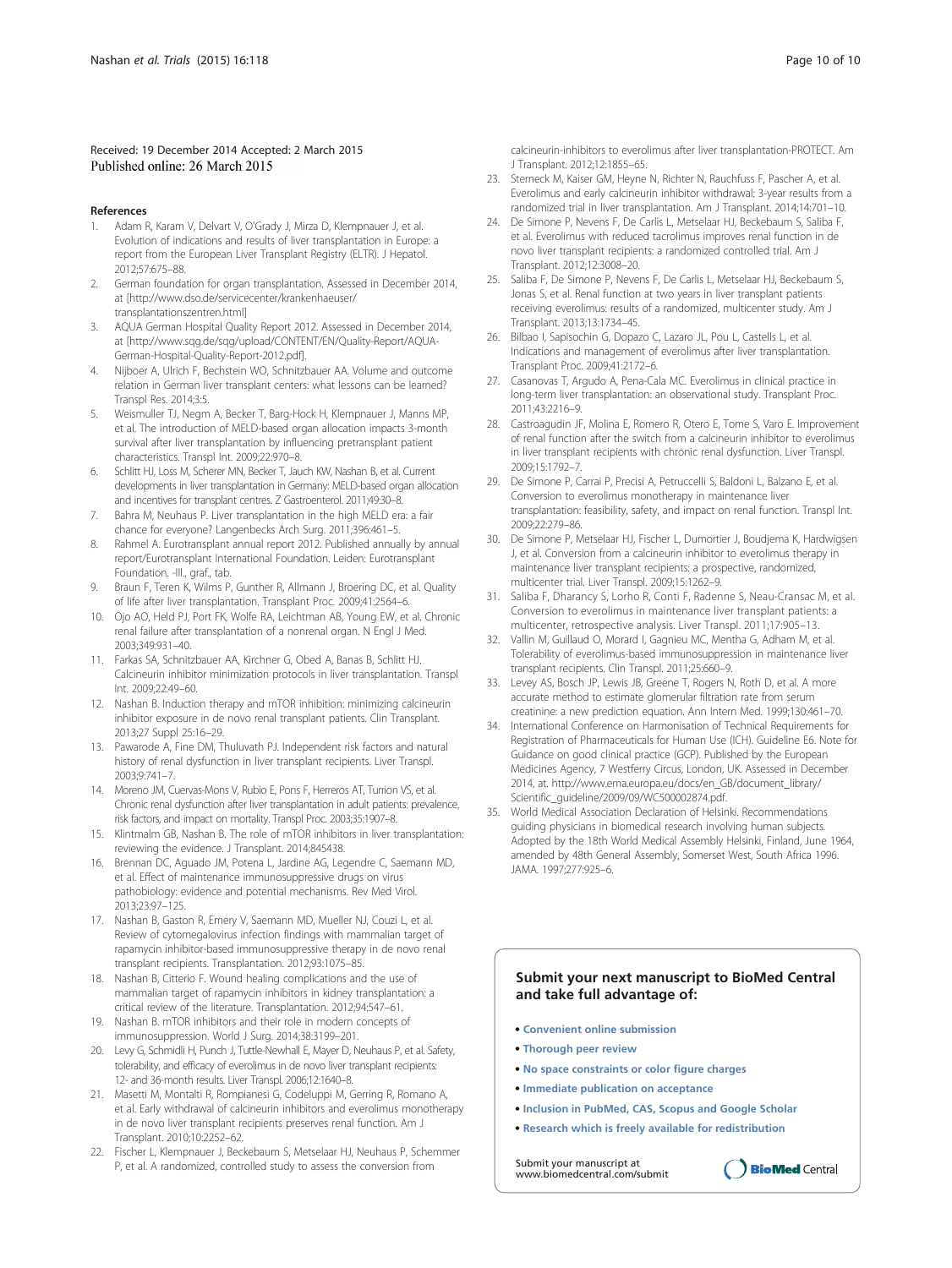Received: 19 December 2014 Accepted: 2 March 2015
Published online: 26 March 2015

## References

1. Adam R, Karam V, Delvart V, O'Grady J, Mirza D, Klempnauer J, et al. Evolution of indications and results of liver transplantation in Europe: a report from the European Liver Transplant Registry (ELTR). J Hepatol. 2012;57:675–88.
2. German foundation for organ transplantation. Assessed in December 2014, at [http://www.dso.de/servicecenter/krankenhaeuser/transplantationszentren.html]
3. AQUA German Hospital Quality Report 2012. Assessed in December 2014, at [http://www.sqg.de/sqg/upload/CONTENT/EN/Quality-Report/AQUA-German-Hospital-Quality-Report-2012.pdf].
4. Nijboer A, Ulrich F, Bechstein WO, Schnitzbauer AA. Volume and outcome relation in German liver transplant centers: what lessons can be learned? Transpl Res. 2014;3:5.
5. Weismuller TJ, Negm A, Becker T, Barg-Hock H, Klempnauer J, Manns MP, et al. The introduction of MELD-based organ allocation impacts 3-month survival after liver transplantation by influencing pretransplant patient characteristics. Transpl Int. 2009;22:970–8.
6. Schlitt HJ, Loss M, Scherer MN, Becker T, Jauch KW, Nashan B, et al. Current developments in liver transplantation in Germany: MELD-based organ allocation and incentives for transplant centres. Z Gastroenterol. 2011;49:30–8.
7. Bahra M, Neuhaus P. Liver transplantation in the high MELD era: a fair chance for everyone? Langenbecks Arch Surg. 2011;396:461–5.
8. Rahmel A. Eurotransplant annual report 2012. Published annually by annual report/Eurotransplant International Foundation. Leiden: Eurotransplant Foundation. -Ill., graf., tab.
9. Braun F, Teren K, Wilms P, Gunther R, Allmann J, Broering DC, et al. Quality of life after liver transplantation. Transplant Proc. 2009;41:2564–6.
10. Ojo AO, Held PJ, Port FK, Wolfe RA, Leichtman AB, Young EW, et al. Chronic renal failure after transplantation of a nonrenal organ. N Engl J Med. 2003;349:931–40.
11. Farkas SA, Schnitzbauer AA, Kirchner G, Obed A, Banas B, Schlitt HJ. Calcineurin inhibitor minimization protocols in liver transplantation. Transpl Int. 2009;22:49–60.
12. Nashan B. Induction therapy and mTOR inhibition: minimizing calcineurin inhibitor exposure in de novo renal transplant patients. Clin Transplant. 2013;27 Suppl 25:16–29.
13. Pawarode A, Fine DM, Thuluvath PJ. Independent risk factors and natural history of renal dysfunction in liver transplant recipients. Liver Transpl. 2003;9:741–7.
14. Moreno JM, Cuervas-Mons V, Rubio E, Pons F, Herreros AT, Turrion VS, et al. Chronic renal dysfunction after liver transplantation in adult patients: prevalence, risk factors, and impact on mortality. Transpl Proc. 2003;35:1907–8.
15. Klintmalm GB, Nashan B. The role of mTOR inhibitors in liver transplantation: reviewing the evidence. J Transplant. 2014;845438.
16. Brennan DC, Aguado JM, Potena L, Jardine AG, Legendre C, Saemann MD, et al. Effect of maintenance immunosuppressive drugs on virus pathobiology: evidence and potential mechanisms. Rev Med Virol. 2013;23:97–125.
17. Nashan B, Gaston R, Emery V, Saemann MD, Mueller NJ, Couzi L, et al. Review of cytomegalovirus infection findings with mammalian target of rapamycin inhibitor-based immunosuppressive therapy in de novo renal transplant recipients. Transplantation. 2012;93:1075–85.
18. Nashan B, Citterio F. Wound healing complications and the use of mammalian target of rapamycin inhibitors in kidney transplantation: a critical review of the literature. Transplantation. 2012;94:547–61.
19. Nashan B. mTOR inhibitors and their role in modern concepts of immunosuppression. World J Surg. 2014;38:3199–201.
20. Levy G, Schmidli H, Punch J, Tuttle-Newhall E, Mayer D, Neuhaus P, et al. Safety, tolerability, and efficacy of everolimus in de novo liver transplant recipients: 12- and 36-month results. Liver Transpl. 2006;12:1640–8.
21. Masetti M, Montalti R, Rompianesi G, Codeluppi M, Gerring R, Romano A, et al. Early withdrawal of calcineurin inhibitors and everolimus monotherapy in de novo liver transplant recipients preserves renal function. Am J Transplant. 2010;10:2252–62.
22. Fischer L, Klempnauer J, Beckebaum S, Metselaar HJ, Neuhaus P, Schemmer P, et al. A randomized, controlled study to assess the conversion from calcineurin-inhibitors to everolimus after liver transplantation-PROTECT. Am J Transplant. 2012;12:1855–65.
23. Sterneck M, Kaiser GM, Heyne N, Richter N, Rauchfuss F, Pascher A, et al. Everolimus and early calcineurin inhibitor withdrawal: 3-year results from a randomized trial in liver transplantation. Am J Transplant. 2014;14:701–10.
24. De Simone P, Nevens F, De Carlis L, Metselaar HJ, Beckebaum S, Saliba F, et al. Everolimus with reduced tacrolimus improves renal function in de novo liver transplant recipients: a randomized controlled trial. Am J Transplant. 2012;12:3008–20.
25. Saliba F, De Simone P, Nevens F, De Carlis L, Metselaar HJ, Beckebaum S, Jonas S, et al. Renal function at two years in liver transplant patients receiving everolimus: results of a randomized, multicenter study. Am J Transplant. 2013;13:1734–45.
26. Bilbao I, Sapisochin G, Dopazo C, Lazaro JL, Pou L, Castells L, et al. Indications and management of everolimus after liver transplantation. Transplant Proc. 2009;41:2172–6.
27. Casanovas T, Argudo A, Pena-Cala MC. Everolimus in clinical practice in long-term liver transplantation: an observational study. Transplant Proc. 2011;43:2216–9.
28. Castroagudin JF, Molina E, Romero R, Otero E, Tome S, Varo E. Improvement of renal function after the switch from a calcineurin inhibitor to everolimus in liver transplant recipients with chronic renal dysfunction. Liver Transpl. 2009;15:1792–7.
29. De Simone P, Carrai P, Precisi A, Petruccelli S, Baldoni L, Balzano E, et al. Conversion to everolimus monotherapy in maintenance liver transplantation: feasibility, safety, and impact on renal function. Transpl Int. 2009;22:279–86.
30. De Simone P, Metselaar HJ, Fischer L, Dumortier J, Boudjema K, Hardwigsen J, et al. Conversion from a calcineurin inhibitor to everolimus therapy in maintenance liver transplant recipients: a prospective, randomized, multicenter trial. Liver Transpl. 2009;15:1262–9.
31. Saliba F, Dharancy S, Lorho R, Conti F, Radenne S, Neau-Cransac M, et al. Conversion to everolimus in maintenance liver transplant patients: a multicenter, retrospective analysis. Liver Transpl. 2011;17:905–13.
32. Vallin M, Guillaud O, Morard I, Gagnieu MC, Mentha G, Adham M, et al. Tolerability of everolimus-based immunosuppression in maintenance liver transplant recipients. Clin Transpl. 2011;25:660–9.
33. Levey AS, Bosch JP, Lewis JB, Greene T, Rogers N, Roth D, et al. A more accurate method to estimate glomerular filtration rate from serum creatinine: a new prediction equation. Ann Intern Med. 1999;130:461–70.
34. International Conference on Harmonisation of Technical Requirements for Registration of Pharmaceuticals for Human Use (ICH). Guideline E6. Note for Guidance on good clinical practice (GCP). Published by the European Medicines Agency, 7 Westferry Circus, London, UK. Assessed in December 2014, at. http://www.ema.europa.eu/docs/en_GB/document_library/Scientific_guideline/2009/09/WC500002874.pdf.
35. World Medical Association Declaration of Helsinki. Recommendations guiding physicians in biomedical research involving human subjects. Adopted by the 18th World Medical Assembly Helsinki, Finland, June 1964, amended by 48th General Assembly, Somerset West, South Africa 1996. JAMA. 1997;277:925–6.

**Submit your next manuscript to BioMed Central and take full advantage of:**

- Convenient online submission
- Thorough peer review
- No space constraints or color figure charges
- Immediate publication on acceptance
- Inclusion in PubMed, CAS, Scopus and Google Scholar
- Research which is freely available for redistribution

Submit your manuscript at
www.biomedcentral.com/submit

BioMed Central